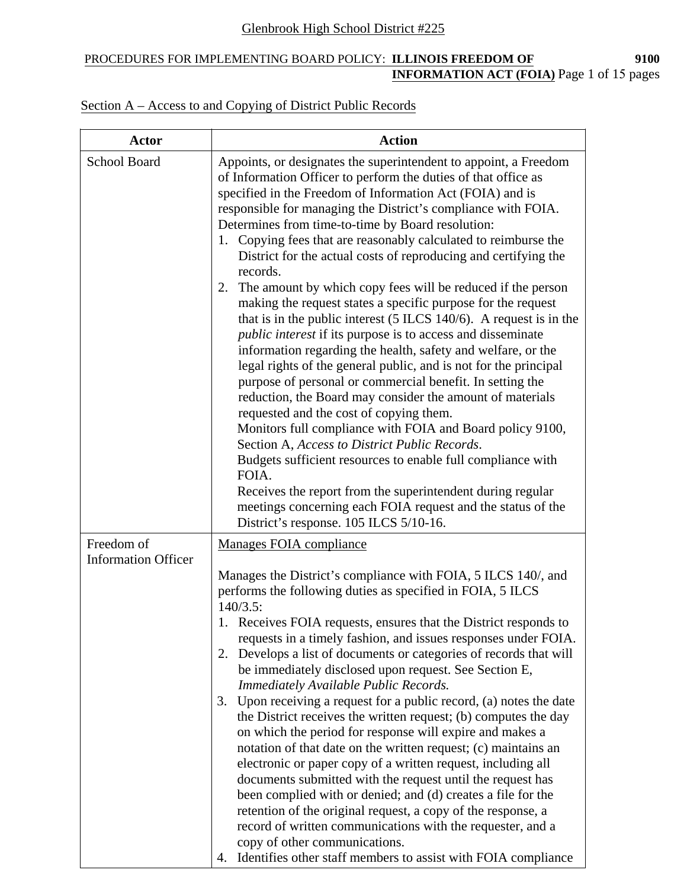Glenbrook High School District #225

PROCEDURES FOR IMPLEMENTING BOARD POLICY: **ILLINOIS FREEDOM OF INFORMATION ACT (FOIA)** **9100**

Section A – Access to and Copying of District Public Records

| Actor | Action |
|---|---|
| School Board | Appoints, or designates the superintendent to appoint, a Freedom of Information Officer to perform the duties of that office as specified in the Freedom of Information Act (FOIA) and is responsible for managing the District's compliance with FOIA.<br>Determines from time-to-time by Board resolution:<br>1. Copying fees that are reasonably calculated to reimburse the District for the actual costs of reproducing and certifying the records.<br>2. The amount by which copy fees will be reduced if the person making the request states a specific purpose for the request that is in the public interest (5 ILCS 140/6). A request is in the *public interest* if its purpose is to access and disseminate information regarding the health, safety and welfare, or the legal rights of the general public, and is not for the principal purpose of personal or commercial benefit. In setting the reduction, the Board may consider the amount of materials requested and the cost of copying them.<br>Monitors full compliance with FOIA and Board policy 9100, Section A, *Access to District Public Records*.<br>Budgets sufficient resources to enable full compliance with FOIA.<br>Receives the report from the superintendent during regular meetings concerning each FOIA request and the status of the District's response. 105 ILCS 5/10-16. |
| Freedom of Information Officer | Manages FOIA compliance<br><br>Manages the District's compliance with FOIA, 5 ILCS 140/, and performs the following duties as specified in FOIA, 5 ILCS 140/3.5:<br>1. Receives FOIA requests, ensures that the District responds to requests in a timely fashion, and issues responses under FOIA.<br>2. Develops a list of documents or categories of records that will be immediately disclosed upon request. See Section E, *Immediately Available Public Records.*<br>3. Upon receiving a request for a public record, (a) notes the date the District receives the written request; (b) computes the day on which the period for response will expire and makes a notation of that date on the written request; (c) maintains an electronic or paper copy of a written request, including all documents submitted with the request until the request has been complied with or denied; and (d) creates a file for the retention of the original request, a copy of the response, a record of written communications with the requester, and a copy of other communications.<br>4. Identifies other staff members to assist with FOIA compliance |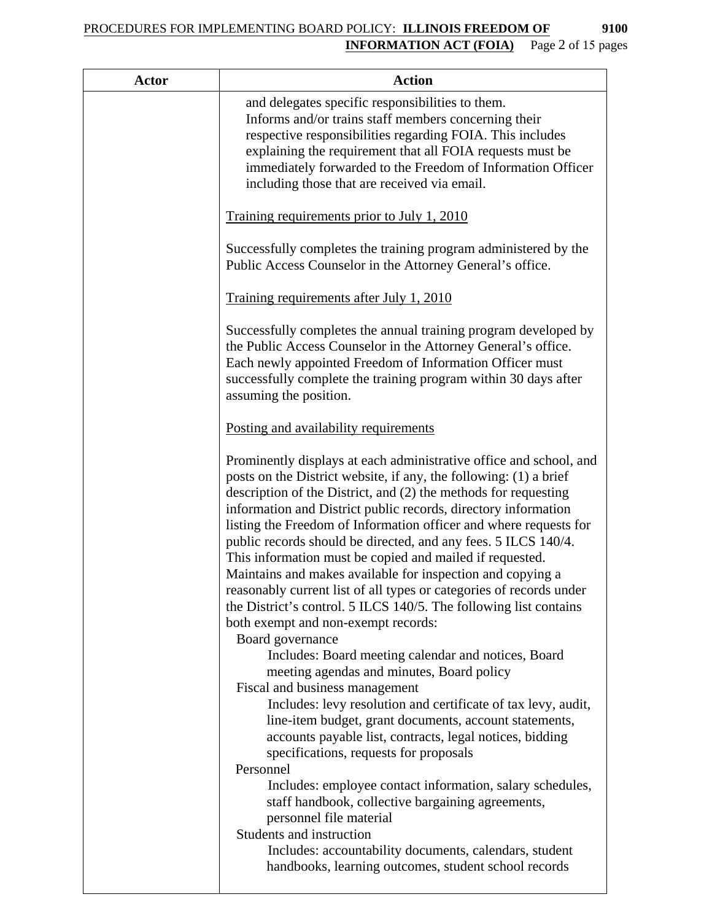| Actor | Action |
|---|---|
| | and delegates specific responsibilities to them.<br>Informs and/or trains staff members concerning their respective responsibilities regarding FOIA. This includes explaining the requirement that all FOIA requests must be immediately forwarded to the Freedom of Information Officer including those that are received via email.<br><br><u>Training requirements prior to July 1, 2010</u><br><br>Successfully completes the training program administered by the Public Access Counselor in the Attorney General's office.<br><br><u>Training requirements after July 1, 2010</u><br><br>Successfully completes the annual training program developed by the Public Access Counselor in the Attorney General's office. Each newly appointed Freedom of Information Officer must successfully complete the training program within 30 days after assuming the position.<br><br><u>Posting and availability requirements</u><br><br>Prominently displays at each administrative office and school, and posts on the District website, if any, the following: (1) a brief description of the District, and (2) the methods for requesting information and District public records, directory information listing the Freedom of Information officer and where requests for public records should be directed, and any fees. 5 ILCS 140/4. This information must be copied and mailed if requested.<br>Maintains and makes available for inspection and copying a reasonably current list of all types or categories of records under the District's control. 5 ILCS 140/5. The following list contains both exempt and non-exempt records:<br>Board governance<br>Includes: Board meeting calendar and notices, Board meeting agendas and minutes, Board policy<br>Fiscal and business management<br>Includes: levy resolution and certificate of tax levy, audit, line-item budget, grant documents, account statements, accounts payable list, contracts, legal notices, bidding specifications, requests for proposals<br>Personnel<br>Includes: employee contact information, salary schedules, staff handbook, collective bargaining agreements, personnel file material<br>Students and instruction<br>Includes: accountability documents, calendars, student handbooks, learning outcomes, student school records |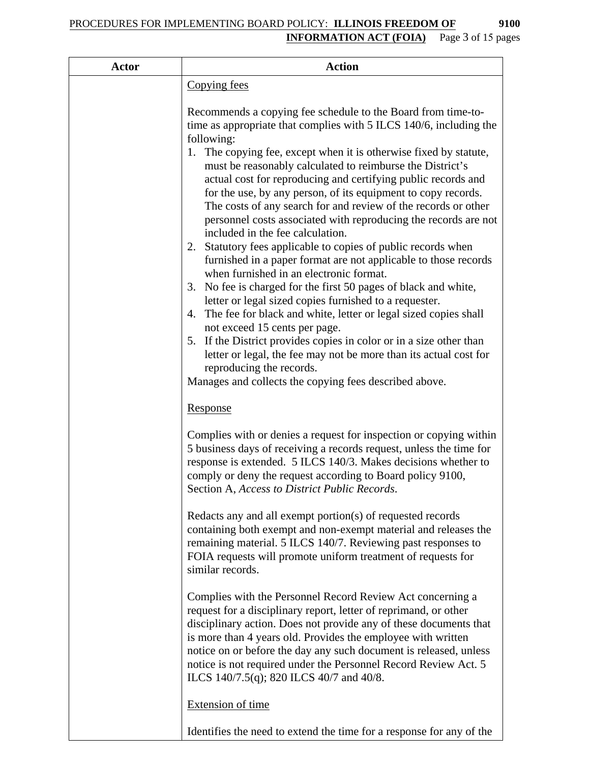| Actor | Action |
|---|---|
| | Copying fees<br><br>Recommends a copying fee schedule to the Board from time-to-time as appropriate that complies with 5 ILCS 140/6, including the following:<br>1. The copying fee, except when it is otherwise fixed by statute, must be reasonably calculated to reimburse the District's actual cost for reproducing and certifying public records and for the use, by any person, of its equipment to copy records. The costs of any search for and review of the records or other personnel costs associated with reproducing the records are not included in the fee calculation.<br>2. Statutory fees applicable to copies of public records when furnished in a paper format are not applicable to those records when furnished in an electronic format.<br>3. No fee is charged for the first 50 pages of black and white, letter or legal sized copies furnished to a requester.<br>4. The fee for black and white, letter or legal sized copies shall not exceed 15 cents per page.<br>5. If the District provides copies in color or in a size other than letter or legal, the fee may not be more than its actual cost for reproducing the records.<br>Manages and collects the copying fees described above.<br><br>Response<br><br>Complies with or denies a request for inspection or copying within 5 business days of receiving a records request, unless the time for response is extended. 5 ILCS 140/3. Makes decisions whether to comply or deny the request according to Board policy 9100, Section A, *Access to District Public Records*.<br><br>Redacts any and all exempt portion(s) of requested records containing both exempt and non-exempt material and releases the remaining material. 5 ILCS 140/7. Reviewing past responses to FOIA requests will promote uniform treatment of requests for similar records.<br><br>Complies with the Personnel Record Review Act concerning a request for a disciplinary report, letter of reprimand, or other disciplinary action. Does not provide any of these documents that is more than 4 years old. Provides the employee with written notice on or before the day any such document is released, unless notice is not required under the Personnel Record Review Act. 5 ILCS 140/7.5(q); 820 ILCS 40/7 and 40/8.<br><br>Extension of time<br><br>Identifies the need to extend the time for a response for any of the |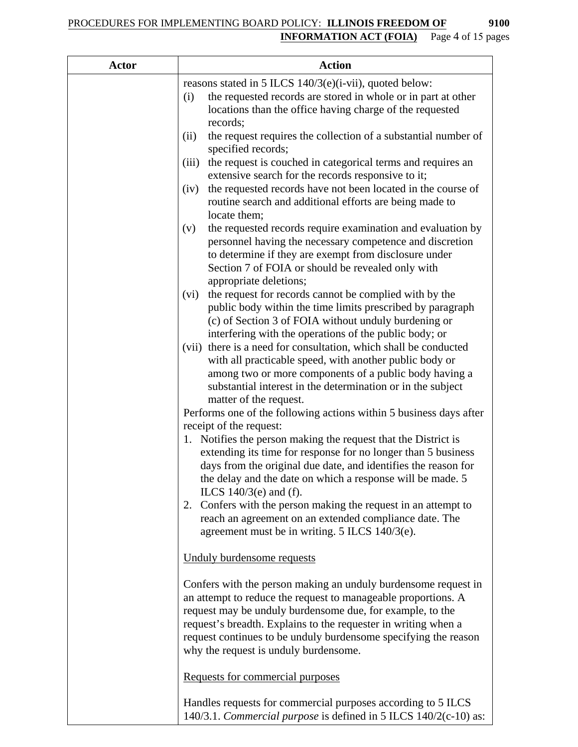| Actor | Action |
|---|---|
| | reasons stated in 5 ILCS 140/3(e)(i-vii), quoted below:<br>(i) the requested records are stored in whole or in part at other locations than the office having charge of the requested records;<br>(ii) the request requires the collection of a substantial number of specified records;<br>(iii) the request is couched in categorical terms and requires an extensive search for the records responsive to it;<br>(iv) the requested records have not been located in the course of routine search and additional efforts are being made to locate them;<br>(v) the requested records require examination and evaluation by personnel having the necessary competence and discretion to determine if they are exempt from disclosure under Section 7 of FOIA or should be revealed only with appropriate deletions;<br>(vi) the request for records cannot be complied with by the public body within the time limits prescribed by paragraph (c) of Section 3 of FOIA without unduly burdening or interfering with the operations of the public body; or<br>(vii) there is a need for consultation, which shall be conducted with all practicable speed, with another public body or among two or more components of a public body having a substantial interest in the determination or in the subject matter of the request.<br>Performs one of the following actions within 5 business days after receipt of the request:<br>1. Notifies the person making the request that the District is extending its time for response for no longer than 5 business days from the original due date, and identifies the reason for the delay and the date on which a response will be made. 5 ILCS 140/3(e) and (f).<br>2. Confers with the person making the request in an attempt to reach an agreement on an extended compliance date. The agreement must be in writing. 5 ILCS 140/3(e).<br><br><u>Unduly burdensome requests</u><br><br>Confers with the person making an unduly burdensome request in an attempt to reduce the request to manageable proportions. A request may be unduly burdensome due, for example, to the request's breadth. Explains to the requester in writing when a request continues to be unduly burdensome specifying the reason why the request is unduly burdensome.<br><br><u>Requests for commercial purposes</u><br><br>Handles requests for commercial purposes according to 5 ILCS 140/3.1. *Commercial purpose* is defined in 5 ILCS 140/2(c-10) as: |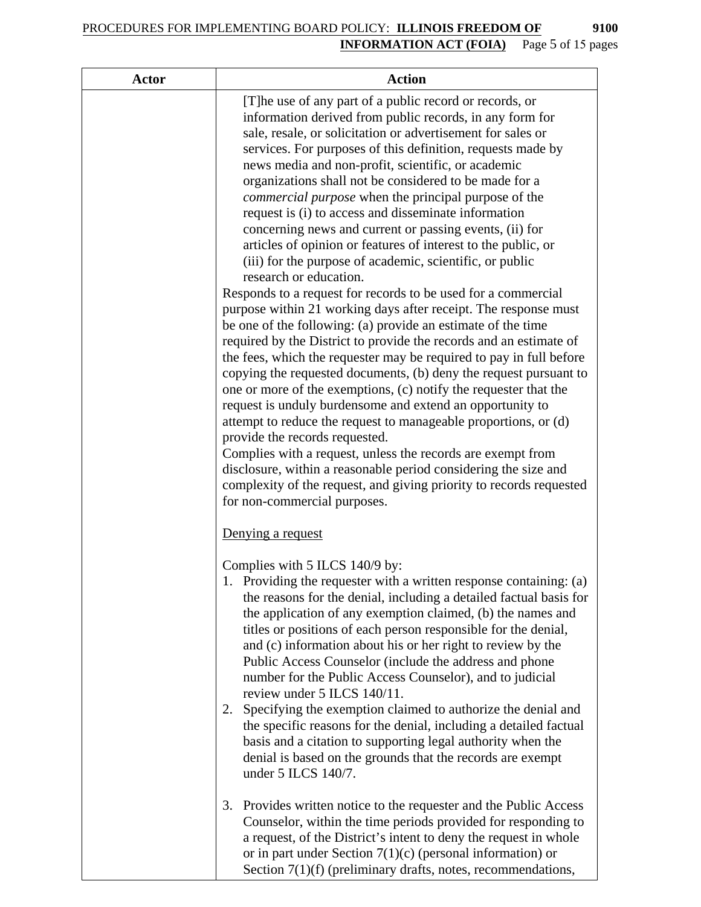| Actor | Action |
|---|---|
| | [T]he use of any part of a public record or records, or information derived from public records, in any form for sale, resale, or solicitation or advertisement for sales or services. For purposes of this definition, requests made by news media and non-profit, scientific, or academic organizations shall not be considered to be made for a *commercial purpose* when the principal purpose of the request is (i) to access and disseminate information concerning news and current or passing events, (ii) for articles of opinion or features of interest to the public, or (iii) for the purpose of academic, scientific, or public research or education.<br>Responds to a request for records to be used for a commercial purpose within 21 working days after receipt. The response must be one of the following: (a) provide an estimate of the time required by the District to provide the records and an estimate of the fees, which the requester may be required to pay in full before copying the requested documents, (b) deny the request pursuant to one or more of the exemptions, (c) notify the requester that the request is unduly burdensome and extend an opportunity to attempt to reduce the request to manageable proportions, or (d) provide the records requested.<br>Complies with a request, unless the records are exempt from disclosure, within a reasonable period considering the size and complexity of the request, and giving priority to records requested for non-commercial purposes.<br><br><u>Denying a request</u><br><br>Complies with 5 ILCS 140/9 by:<br>1. Providing the requester with a written response containing: (a) the reasons for the denial, including a detailed factual basis for the application of any exemption claimed, (b) the names and titles or positions of each person responsible for the denial, and (c) information about his or her right to review by the Public Access Counselor (include the address and phone number for the Public Access Counselor), and to judicial review under 5 ILCS 140/11.<br>2. Specifying the exemption claimed to authorize the denial and the specific reasons for the denial, including a detailed factual basis and a citation to supporting legal authority when the denial is based on the grounds that the records are exempt under 5 ILCS 140/7.<br><br>3. Provides written notice to the requester and the Public Access Counselor, within the time periods provided for responding to a request, of the District's intent to deny the request in whole or in part under Section 7(1)(c) (personal information) or Section 7(1)(f) (preliminary drafts, notes, recommendations, |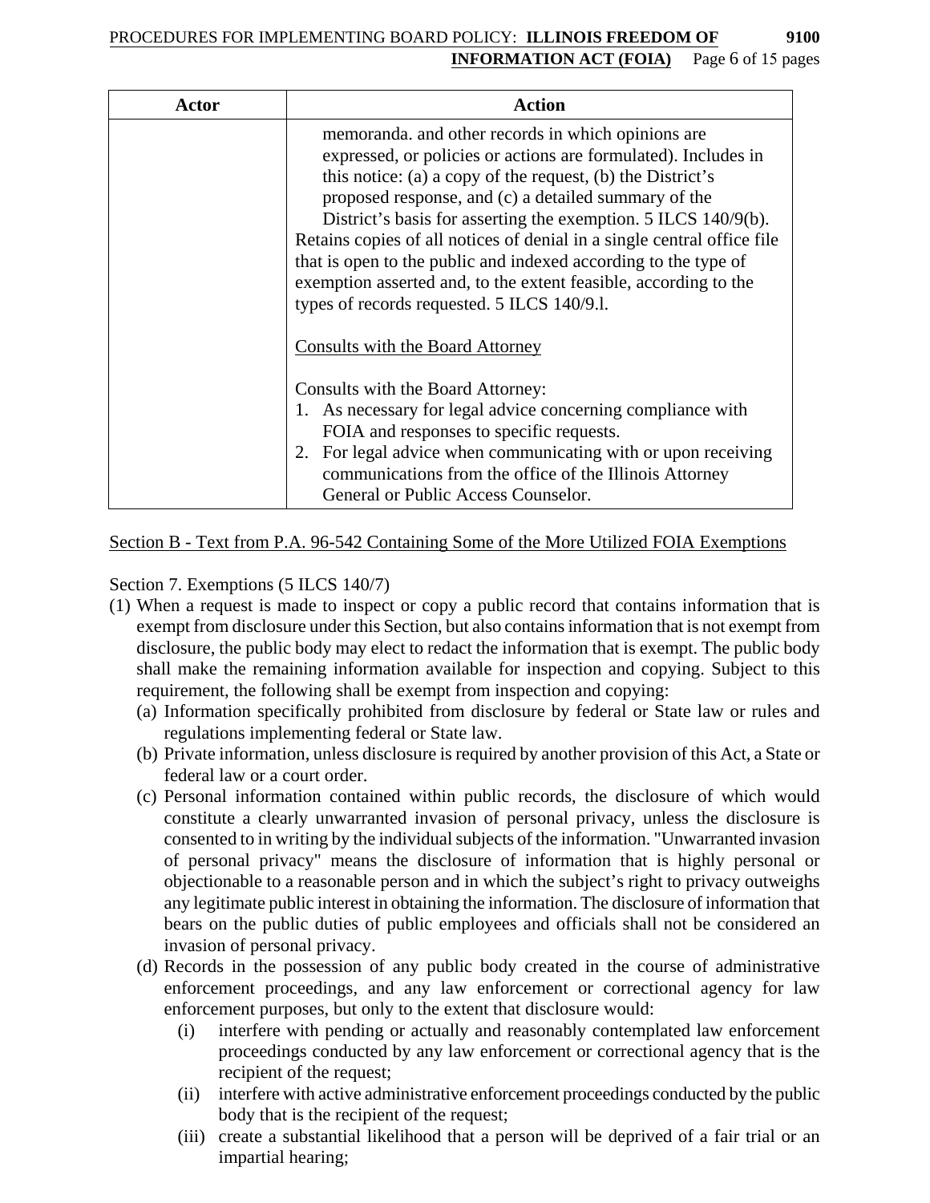| Actor | Action |
|---|---|
| | memoranda. and other records in which opinions are expressed, or policies or actions are formulated). Includes in this notice: (a) a copy of the request, (b) the District's proposed response, and (c) a detailed summary of the District's basis for asserting the exemption. 5 ILCS 140/9(b).<br>Retains copies of all notices of denial in a single central office file that is open to the public and indexed according to the type of exemption asserted and, to the extent feasible, according to the types of records requested. 5 ILCS 140/9.l.<br><br><u>Consults with the Board Attorney</u><br><br>Consults with the Board Attorney:<br>1. As necessary for legal advice concerning compliance with FOIA and responses to specific requests.<br>2. For legal advice when communicating with or upon receiving communications from the office of the Illinois Attorney General or Public Access Counselor. |

<u>Section B - Text from P.A. 96-542 Containing Some of the More Utilized FOIA Exemptions</u>

Section 7. Exemptions (5 ILCS 140/7)

(1) When a request is made to inspect or copy a public record that contains information that is exempt from disclosure under this Section, but also contains information that is not exempt from disclosure, the public body may elect to redact the information that is exempt. The public body shall make the remaining information available for inspection and copying. Subject to this requirement, the following shall be exempt from inspection and copying:
   - (a) Information specifically prohibited from disclosure by federal or State law or rules and regulations implementing federal or State law.
   - (b) Private information, unless disclosure is required by another provision of this Act, a State or federal law or a court order.
   - (c) Personal information contained within public records, the disclosure of which would constitute a clearly unwarranted invasion of personal privacy, unless the disclosure is consented to in writing by the individual subjects of the information. "Unwarranted invasion of personal privacy" means the disclosure of information that is highly personal or objectionable to a reasonable person and in which the subject's right to privacy outweighs any legitimate public interest in obtaining the information. The disclosure of information that bears on the public duties of public employees and officials shall not be considered an invasion of personal privacy.
   - (d) Records in the possession of any public body created in the course of administrative enforcement proceedings, and any law enforcement or correctional agency for law enforcement purposes, but only to the extent that disclosure would:
     - (i) interfere with pending or actually and reasonably contemplated law enforcement proceedings conducted by any law enforcement or correctional agency that is the recipient of the request;
     - (ii) interfere with active administrative enforcement proceedings conducted by the public body that is the recipient of the request;
     - (iii) create a substantial likelihood that a person will be deprived of a fair trial or an impartial hearing;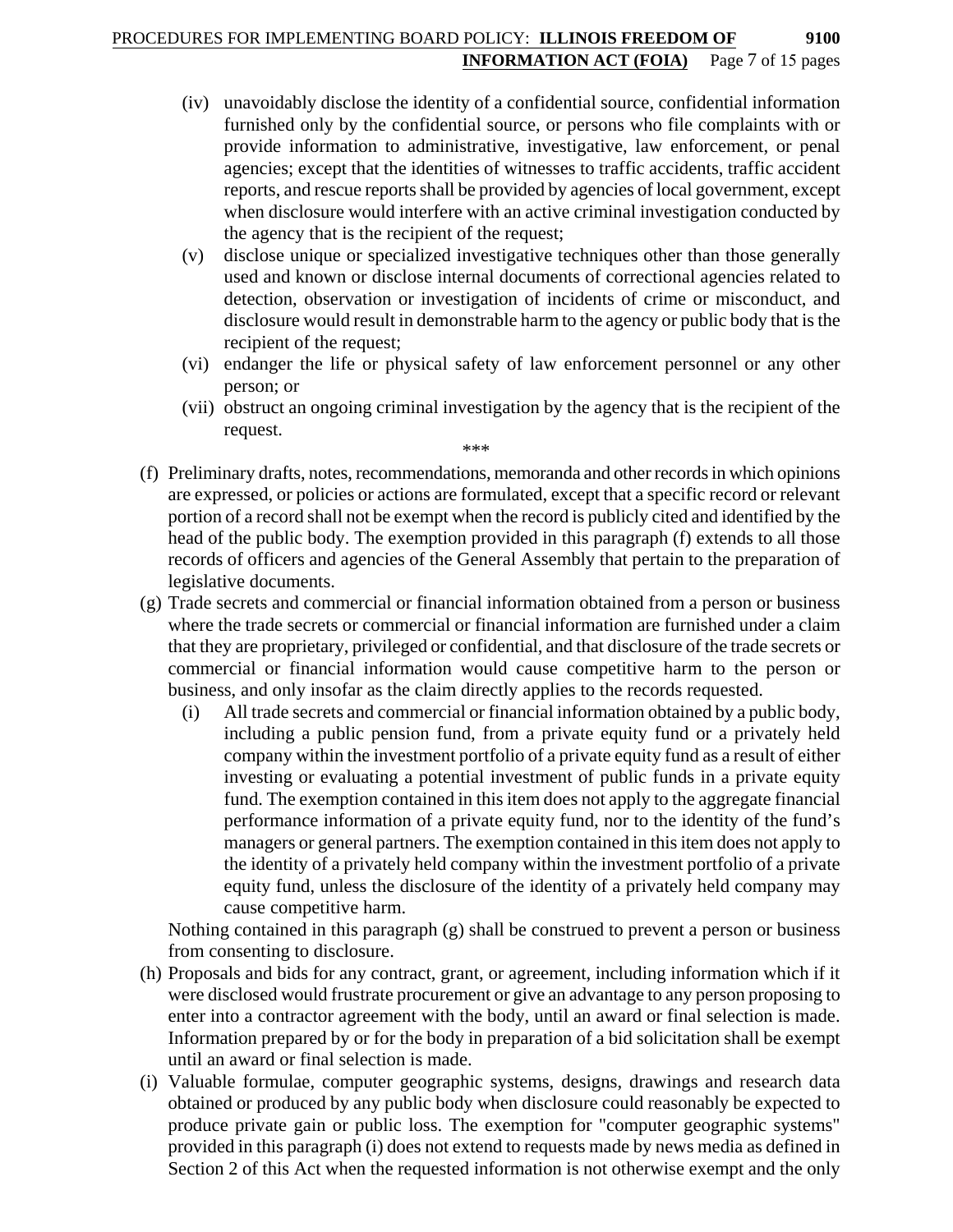- (iv) unavoidably disclose the identity of a confidential source, confidential information furnished only by the confidential source, or persons who file complaints with or provide information to administrative, investigative, law enforcement, or penal agencies; except that the identities of witnesses to traffic accidents, traffic accident reports, and rescue reports shall be provided by agencies of local government, except when disclosure would interfere with an active criminal investigation conducted by the agency that is the recipient of the request;
- (v) disclose unique or specialized investigative techniques other than those generally used and known or disclose internal documents of correctional agencies related to detection, observation or investigation of incidents of crime or misconduct, and disclosure would result in demonstrable harm to the agency or public body that is the recipient of the request;
- (vi) endanger the life or physical safety of law enforcement personnel or any other person; or
- (vii) obstruct an ongoing criminal investigation by the agency that is the recipient of the request.

\*\*\*

- (f) Preliminary drafts, notes, recommendations, memoranda and other records in which opinions are expressed, or policies or actions are formulated, except that a specific record or relevant portion of a record shall not be exempt when the record is publicly cited and identified by the head of the public body. The exemption provided in this paragraph (f) extends to all those records of officers and agencies of the General Assembly that pertain to the preparation of legislative documents.
- (g) Trade secrets and commercial or financial information obtained from a person or business where the trade secrets or commercial or financial information are furnished under a claim that they are proprietary, privileged or confidential, and that disclosure of the trade secrets or commercial or financial information would cause competitive harm to the person or business, and only insofar as the claim directly applies to the records requested.
  - (i) All trade secrets and commercial or financial information obtained by a public body, including a public pension fund, from a private equity fund or a privately held company within the investment portfolio of a private equity fund as a result of either investing or evaluating a potential investment of public funds in a private equity fund. The exemption contained in this item does not apply to the aggregate financial performance information of a private equity fund, nor to the identity of the fund's managers or general partners. The exemption contained in this item does not apply to the identity of a privately held company within the investment portfolio of a private equity fund, unless the disclosure of the identity of a privately held company may cause competitive harm.

  Nothing contained in this paragraph (g) shall be construed to prevent a person or business from consenting to disclosure.
- (h) Proposals and bids for any contract, grant, or agreement, including information which if it were disclosed would frustrate procurement or give an advantage to any person proposing to enter into a contractor agreement with the body, until an award or final selection is made. Information prepared by or for the body in preparation of a bid solicitation shall be exempt until an award or final selection is made.
- (i) Valuable formulae, computer geographic systems, designs, drawings and research data obtained or produced by any public body when disclosure could reasonably be expected to produce private gain or public loss. The exemption for "computer geographic systems" provided in this paragraph (i) does not extend to requests made by news media as defined in Section 2 of this Act when the requested information is not otherwise exempt and the only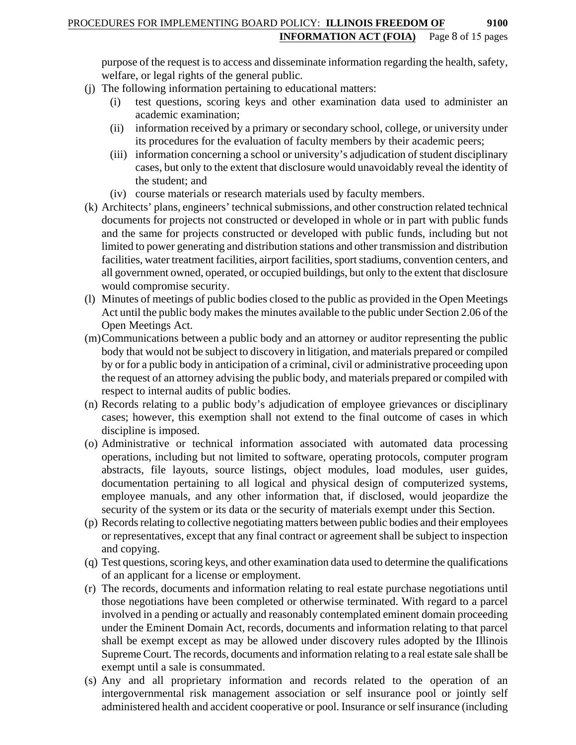purpose of the request is to access and disseminate information regarding the health, safety, welfare, or legal rights of the general public.

(j) The following information pertaining to educational matters:
   - (i) test questions, scoring keys and other examination data used to administer an academic examination;
   - (ii) information received by a primary or secondary school, college, or university under its procedures for the evaluation of faculty members by their academic peers;
   - (iii) information concerning a school or university's adjudication of student disciplinary cases, but only to the extent that disclosure would unavoidably reveal the identity of the student; and
   - (iv) course materials or research materials used by faculty members.

(k) Architects' plans, engineers' technical submissions, and other construction related technical documents for projects not constructed or developed in whole or in part with public funds and the same for projects constructed or developed with public funds, including but not limited to power generating and distribution stations and other transmission and distribution facilities, water treatment facilities, airport facilities, sport stadiums, convention centers, and all government owned, operated, or occupied buildings, but only to the extent that disclosure would compromise security.

(l) Minutes of meetings of public bodies closed to the public as provided in the Open Meetings Act until the public body makes the minutes available to the public under Section 2.06 of the Open Meetings Act.

(m) Communications between a public body and an attorney or auditor representing the public body that would not be subject to discovery in litigation, and materials prepared or compiled by or for a public body in anticipation of a criminal, civil or administrative proceeding upon the request of an attorney advising the public body, and materials prepared or compiled with respect to internal audits of public bodies.

(n) Records relating to a public body's adjudication of employee grievances or disciplinary cases; however, this exemption shall not extend to the final outcome of cases in which discipline is imposed.

(o) Administrative or technical information associated with automated data processing operations, including but not limited to software, operating protocols, computer program abstracts, file layouts, source listings, object modules, load modules, user guides, documentation pertaining to all logical and physical design of computerized systems, employee manuals, and any other information that, if disclosed, would jeopardize the security of the system or its data or the security of materials exempt under this Section.

(p) Records relating to collective negotiating matters between public bodies and their employees or representatives, except that any final contract or agreement shall be subject to inspection and copying.

(q) Test questions, scoring keys, and other examination data used to determine the qualifications of an applicant for a license or employment.

(r) The records, documents and information relating to real estate purchase negotiations until those negotiations have been completed or otherwise terminated. With regard to a parcel involved in a pending or actually and reasonably contemplated eminent domain proceeding under the Eminent Domain Act, records, documents and information relating to that parcel shall be exempt except as may be allowed under discovery rules adopted by the Illinois Supreme Court. The records, documents and information relating to a real estate sale shall be exempt until a sale is consummated.

(s) Any and all proprietary information and records related to the operation of an intergovernmental risk management association or self insurance pool or jointly self administered health and accident cooperative or pool. Insurance or self insurance (including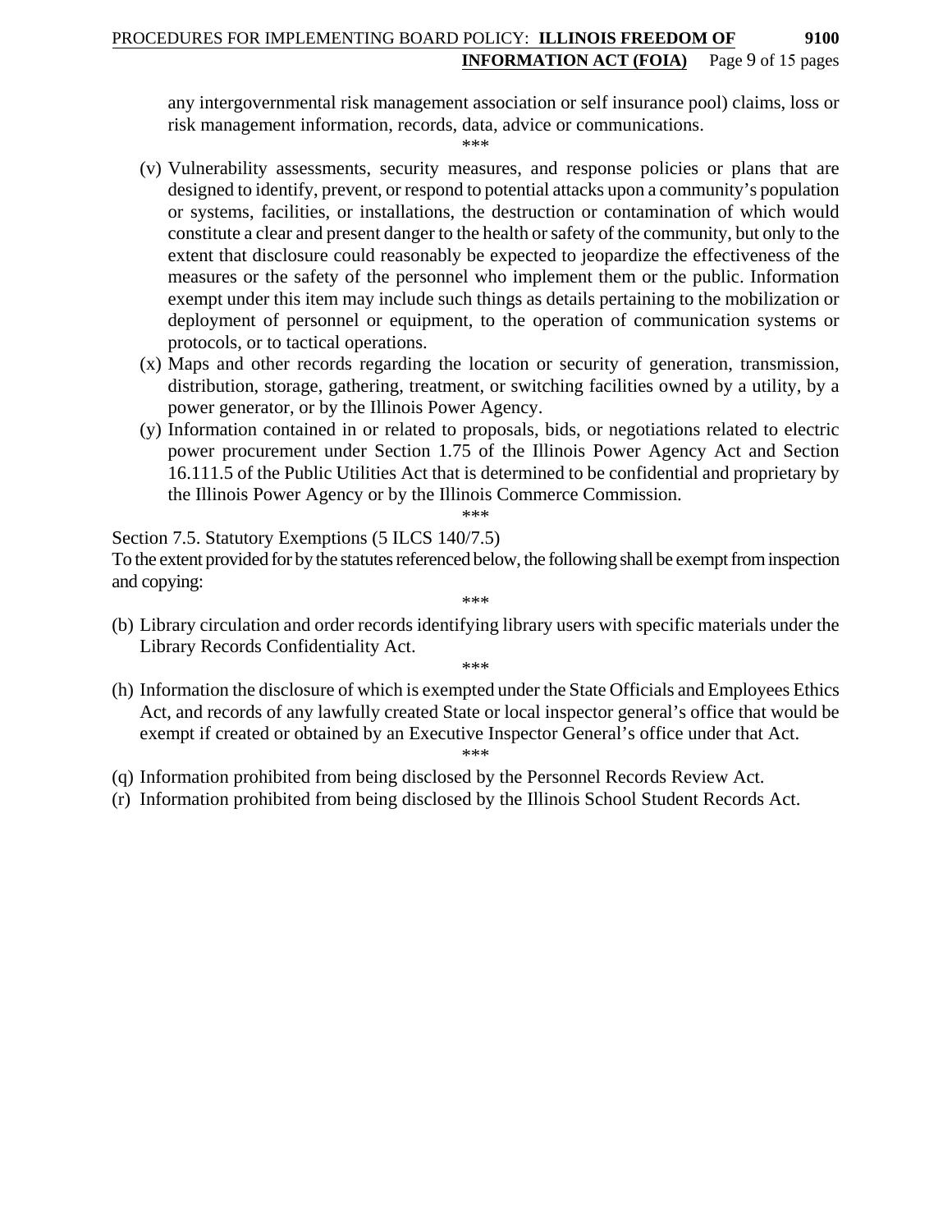any intergovernmental risk management association or self insurance pool) claims, loss or risk management information, records, data, advice or communications.

\*\*\*

(v) Vulnerability assessments, security measures, and response policies or plans that are designed to identify, prevent, or respond to potential attacks upon a community's population or systems, facilities, or installations, the destruction or contamination of which would constitute a clear and present danger to the health or safety of the community, but only to the extent that disclosure could reasonably be expected to jeopardize the effectiveness of the measures or the safety of the personnel who implement them or the public. Information exempt under this item may include such things as details pertaining to the mobilization or deployment of personnel or equipment, to the operation of communication systems or protocols, or to tactical operations.

(x) Maps and other records regarding the location or security of generation, transmission, distribution, storage, gathering, treatment, or switching facilities owned by a utility, by a power generator, or by the Illinois Power Agency.

(y) Information contained in or related to proposals, bids, or negotiations related to electric power procurement under Section 1.75 of the Illinois Power Agency Act and Section 16.111.5 of the Public Utilities Act that is determined to be confidential and proprietary by the Illinois Power Agency or by the Illinois Commerce Commission.

\*\*\*

Section 7.5. Statutory Exemptions (5 ILCS 140/7.5)

To the extent provided for by the statutes referenced below, the following shall be exempt from inspection and copying:

\*\*\*

(b) Library circulation and order records identifying library users with specific materials under the Library Records Confidentiality Act.

\*\*\*

(h) Information the disclosure of which is exempted under the State Officials and Employees Ethics Act, and records of any lawfully created State or local inspector general's office that would be exempt if created or obtained by an Executive Inspector General's office under that Act.

\*\*\*

(q) Information prohibited from being disclosed by the Personnel Records Review Act.

(r) Information prohibited from being disclosed by the Illinois School Student Records Act.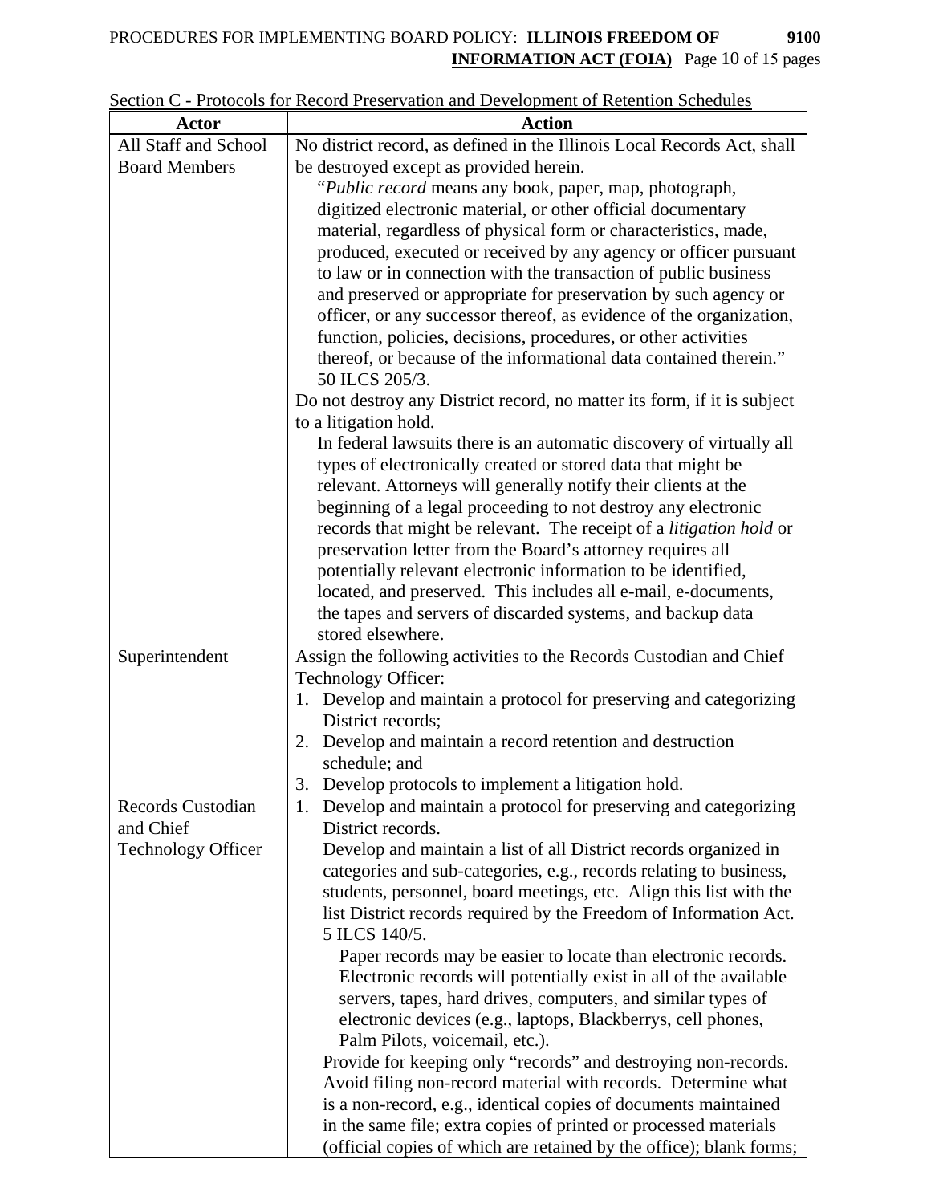Section C - Protocols for Record Preservation and Development of Retention Schedules

| Actor | Action |
|---|---|
| All Staff and School Board Members | No district record, as defined in the Illinois Local Records Act, shall be destroyed except as provided herein.<br>"*Public record* means any book, paper, map, photograph, digitized electronic material, or other official documentary material, regardless of physical form or characteristics, made, produced, executed or received by any agency or officer pursuant to law or in connection with the transaction of public business and preserved or appropriate for preservation by such agency or officer, or any successor thereof, as evidence of the organization, function, policies, decisions, procedures, or other activities thereof, or because of the informational data contained therein." 50 ILCS 205/3.<br>Do not destroy any District record, no matter its form, if it is subject to a litigation hold.<br>In federal lawsuits there is an automatic discovery of virtually all types of electronically created or stored data that might be relevant. Attorneys will generally notify their clients at the beginning of a legal proceeding to not destroy any electronic records that might be relevant. The receipt of a *litigation hold* or preservation letter from the Board's attorney requires all potentially relevant electronic information to be identified, located, and preserved. This includes all e-mail, e-documents, the tapes and servers of discarded systems, and backup data stored elsewhere. |
| Superintendent | Assign the following activities to the Records Custodian and Chief Technology Officer:<br>1. Develop and maintain a protocol for preserving and categorizing District records;<br>2. Develop and maintain a record retention and destruction schedule; and<br>3. Develop protocols to implement a litigation hold. |
| Records Custodian and Chief Technology Officer | 1. Develop and maintain a protocol for preserving and categorizing District records.<br>Develop and maintain a list of all District records organized in categories and sub-categories, e.g., records relating to business, students, personnel, board meetings, etc. Align this list with the list District records required by the Freedom of Information Act. 5 ILCS 140/5.<br>Paper records may be easier to locate than electronic records. Electronic records will potentially exist in all of the available servers, tapes, hard drives, computers, and similar types of electronic devices (e.g., laptops, Blackberrys, cell phones, Palm Pilots, voicemail, etc.).<br>Provide for keeping only "records" and destroying non-records. Avoid filing non-record material with records. Determine what is a non-record, e.g., identical copies of documents maintained in the same file; extra copies of printed or processed materials (official copies of which are retained by the office); blank forms; |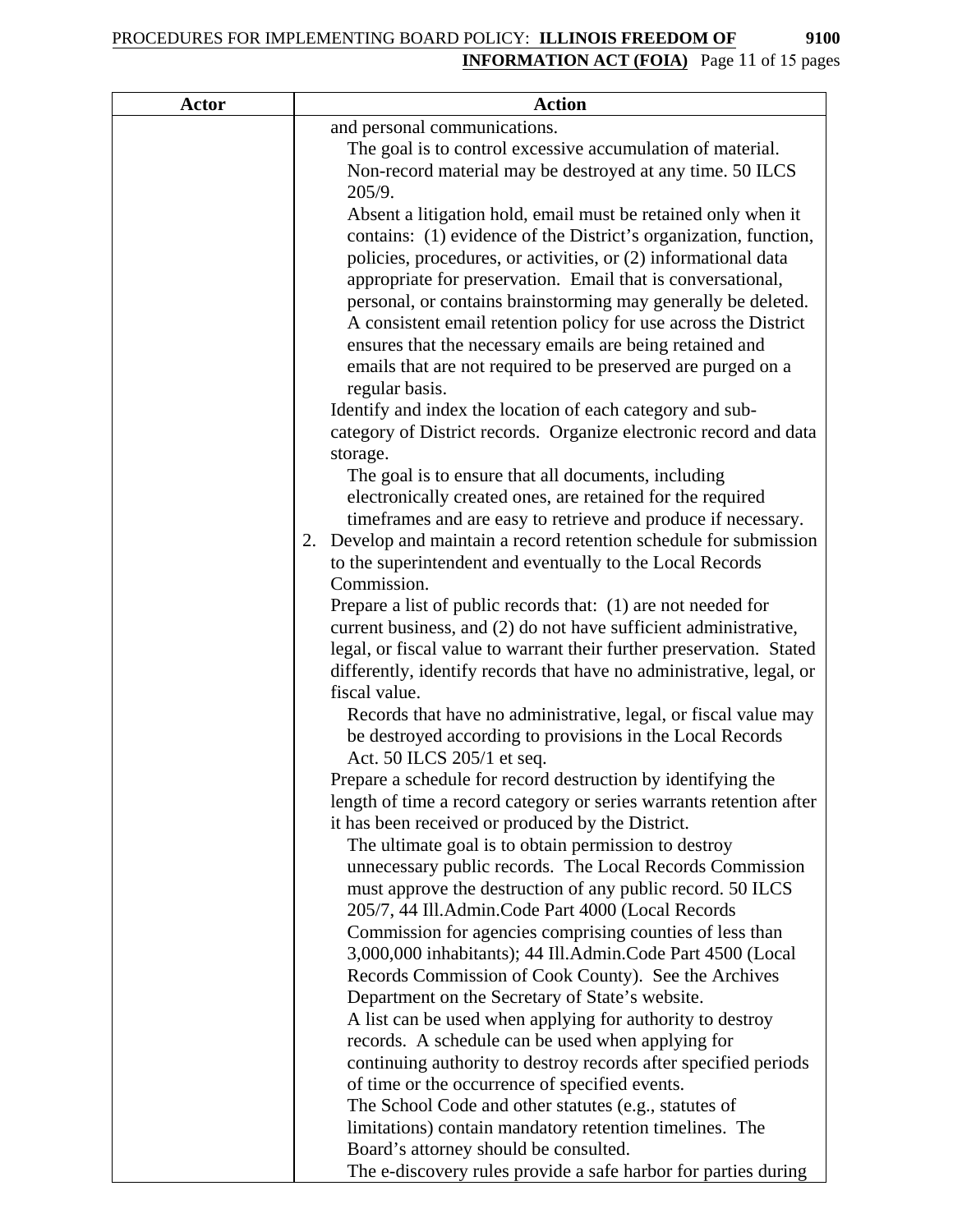| Actor | Action |
|---|---|
| | and personal communications.<br>The goal is to control excessive accumulation of material. Non-record material may be destroyed at any time. 50 ILCS 205/9.<br>Absent a litigation hold, email must be retained only when it contains: (1) evidence of the District's organization, function, policies, procedures, or activities, or (2) informational data appropriate for preservation. Email that is conversational, personal, or contains brainstorming may generally be deleted. A consistent email retention policy for use across the District ensures that the necessary emails are being retained and emails that are not required to be preserved are purged on a regular basis.<br>Identify and index the location of each category and sub-category of District records. Organize electronic record and data storage.<br>The goal is to ensure that all documents, including electronically created ones, are retained for the required timeframes and are easy to retrieve and produce if necessary.<br>2. Develop and maintain a record retention schedule for submission to the superintendent and eventually to the Local Records Commission.<br>Prepare a list of public records that: (1) are not needed for current business, and (2) do not have sufficient administrative, legal, or fiscal value to warrant their further preservation. Stated differently, identify records that have no administrative, legal, or fiscal value.<br>Records that have no administrative, legal, or fiscal value may be destroyed according to provisions in the Local Records Act. 50 ILCS 205/1 et seq.<br>Prepare a schedule for record destruction by identifying the length of time a record category or series warrants retention after it has been received or produced by the District.<br>The ultimate goal is to obtain permission to destroy unnecessary public records. The Local Records Commission must approve the destruction of any public record. 50 ILCS 205/7, 44 Ill.Admin.Code Part 4000 (Local Records Commission for agencies comprising counties of less than 3,000,000 inhabitants); 44 Ill.Admin.Code Part 4500 (Local Records Commission of Cook County). See the Archives Department on the Secretary of State's website.<br>A list can be used when applying for authority to destroy records. A schedule can be used when applying for continuing authority to destroy records after specified periods of time or the occurrence of specified events.<br>The School Code and other statutes (e.g., statutes of limitations) contain mandatory retention timelines. The Board's attorney should be consulted.<br>The e-discovery rules provide a safe harbor for parties during |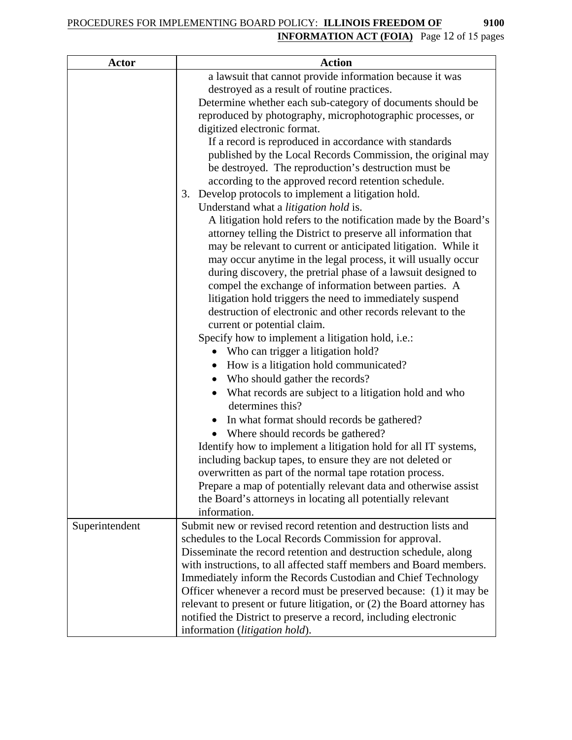| Actor | Action |
|---|---|
| | a lawsuit that cannot provide information because it was destroyed as a result of routine practices.<br>Determine whether each sub-category of documents should be reproduced by photography, microphotographic processes, or digitized electronic format.<br>If a record is reproduced in accordance with standards published by the Local Records Commission, the original may be destroyed. The reproduction's destruction must be according to the approved record retention schedule.<br>3. Develop protocols to implement a litigation hold.<br>Understand what a *litigation hold* is.<br>A litigation hold refers to the notification made by the Board's attorney telling the District to preserve all information that may be relevant to current or anticipated litigation. While it may occur anytime in the legal process, it will usually occur during discovery, the pretrial phase of a lawsuit designed to compel the exchange of information between parties. A litigation hold triggers the need to immediately suspend destruction of electronic and other records relevant to the current or potential claim.<br>Specify how to implement a litigation hold, i.e.:<br>• Who can trigger a litigation hold?<br>• How is a litigation hold communicated?<br>• Who should gather the records?<br>• What records are subject to a litigation hold and who determines this?<br>• In what format should records be gathered?<br>• Where should records be gathered?<br>Identify how to implement a litigation hold for all IT systems, including backup tapes, to ensure they are not deleted or overwritten as part of the normal tape rotation process.<br>Prepare a map of potentially relevant data and otherwise assist the Board's attorneys in locating all potentially relevant information. |
| Superintendent | Submit new or revised record retention and destruction lists and schedules to the Local Records Commission for approval.<br>Disseminate the record retention and destruction schedule, along with instructions, to all affected staff members and Board members.<br>Immediately inform the Records Custodian and Chief Technology Officer whenever a record must be preserved because: (1) it may be relevant to present or future litigation, or (2) the Board attorney has notified the District to preserve a record, including electronic information (*litigation hold*). |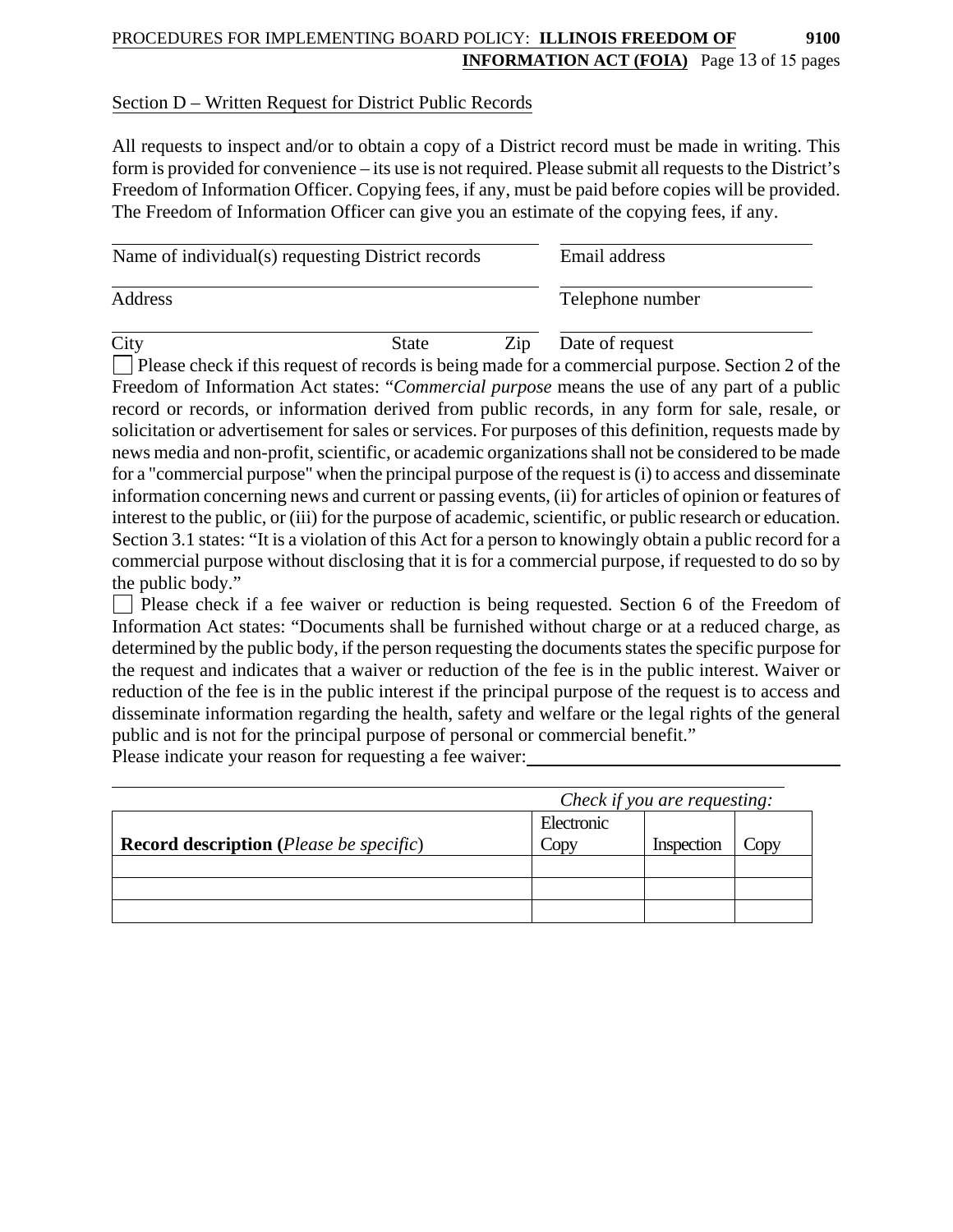Section D – Written Request for District Public Records

All requests to inspect and/or to obtain a copy of a District record must be made in writing. This form is provided for convenience – its use is not required. Please submit all requests to the District's Freedom of Information Officer. Copying fees, if any, must be paid before copies will be provided. The Freedom of Information Officer can give you an estimate of the copying fees, if any.

| | |
|---|---|
| Name of individual(s) requesting District records | Email address |
| Address | Telephone number |
| City &nbsp;&nbsp;&nbsp;&nbsp; State &nbsp;&nbsp;&nbsp;&nbsp; Zip | Date of request |

☐ Please check if this request of records is being made for a commercial purpose. Section 2 of the Freedom of Information Act states: "*Commercial purpose* means the use of any part of a public record or records, or information derived from public records, in any form for sale, resale, or solicitation or advertisement for sales or services. For purposes of this definition, requests made by news media and non-profit, scientific, or academic organizations shall not be considered to be made for a "commercial purpose" when the principal purpose of the request is (i) to access and disseminate information concerning news and current or passing events, (ii) for articles of opinion or features of interest to the public, or (iii) for the purpose of academic, scientific, or public research or education. Section 3.1 states: "It is a violation of this Act for a person to knowingly obtain a public record for a commercial purpose without disclosing that it is for a commercial purpose, if requested to do so by the public body."

☐ Please check if a fee waiver or reduction is being requested. Section 6 of the Freedom of Information Act states: "Documents shall be furnished without charge or at a reduced charge, as determined by the public body, if the person requesting the documents states the specific purpose for the request and indicates that a waiver or reduction of the fee is in the public interest. Waiver or reduction of the fee is in the public interest if the principal purpose of the request is to access and disseminate information regarding the health, safety and welfare or the legal rights of the general public and is not for the principal purpose of personal or commercial benefit."

Please indicate your reason for requesting a fee waiver: ______________________________

______________________________________________________________________

| | *Check if you are requesting:* | | |
|---|---|---|---|
| **Record description (***Please be specific***)** | Electronic Copy | Inspection | Copy |
| | | | |
| | | | |
| | | | |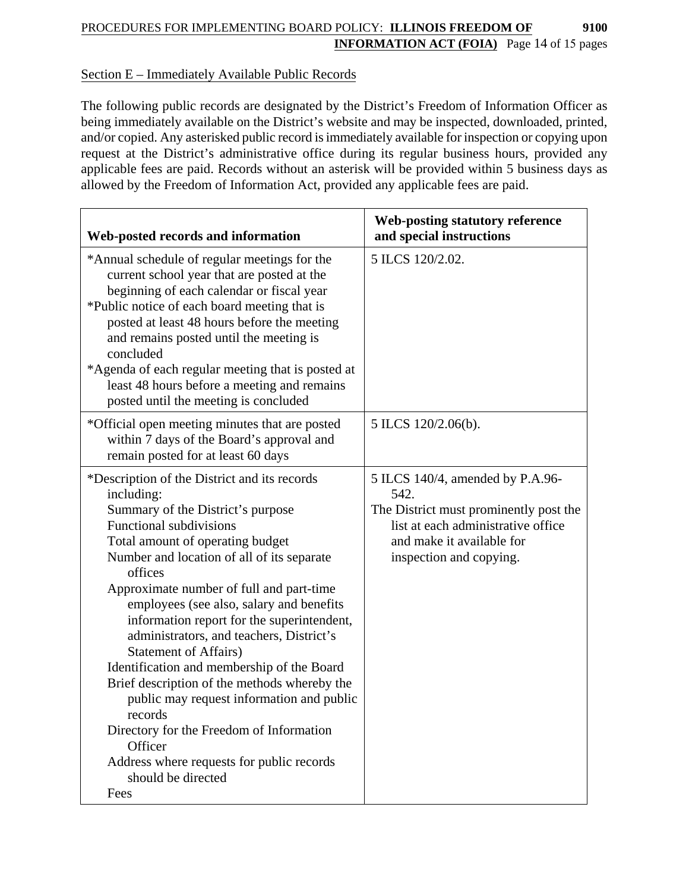Section E – Immediately Available Public Records

The following public records are designated by the District's Freedom of Information Officer as being immediately available on the District's website and may be inspected, downloaded, printed, and/or copied. Any asterisked public record is immediately available for inspection or copying upon request at the District's administrative office during its regular business hours, provided any applicable fees are paid. Records without an asterisk will be provided within 5 business days as allowed by the Freedom of Information Act, provided any applicable fees are paid.

| Web-posted records and information | Web-posting statutory reference and special instructions |
|---|---|
| *Annual schedule of regular meetings for the current school year that are posted at the beginning of each calendar or fiscal year<br>*Public notice of each board meeting that is posted at least 48 hours before the meeting and remains posted until the meeting is concluded<br>*Agenda of each regular meeting that is posted at least 48 hours before a meeting and remains posted until the meeting is concluded | 5 ILCS 120/2.02. |
| *Official open meeting minutes that are posted within 7 days of the Board's approval and remain posted for at least 60 days | 5 ILCS 120/2.06(b). |
| *Description of the District and its records including:<br>Summary of the District's purpose<br>Functional subdivisions<br>Total amount of operating budget<br>Number and location of all of its separate offices<br>Approximate number of full and part-time employees (see also, salary and benefits information report for the superintendent, administrators, and teachers, District's Statement of Affairs)<br>Identification and membership of the Board<br>Brief description of the methods whereby the public may request information and public records<br>Directory for the Freedom of Information Officer<br>Address where requests for public records should be directed<br>Fees | 5 ILCS 140/4, amended by P.A.96-542.<br>The District must prominently post the list at each administrative office and make it available for inspection and copying. |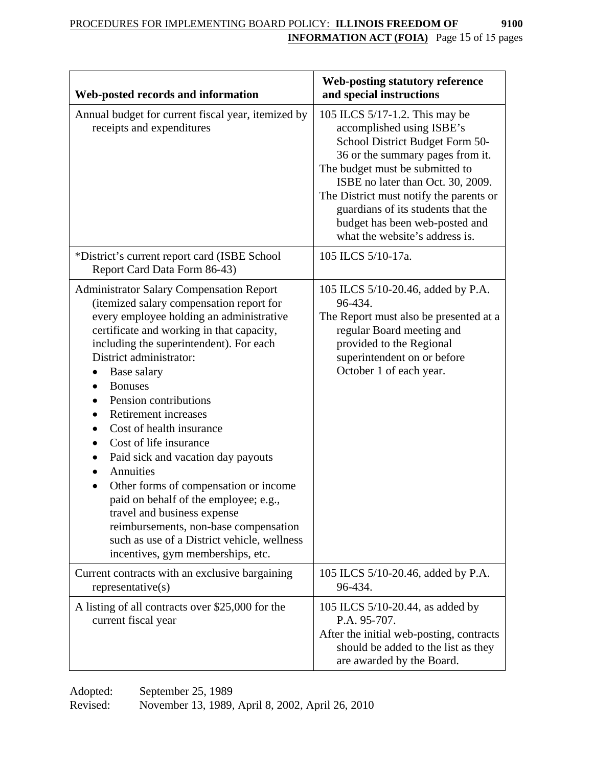| Web-posted records and information | Web-posting statutory reference and special instructions |
|---|---|
| Annual budget for current fiscal year, itemized by receipts and expenditures | 105 ILCS 5/17-1.2. This may be accomplished using ISBE's School District Budget Form 50-36 or the summary pages from it.<br>The budget must be submitted to ISBE no later than Oct. 30, 2009.<br>The District must notify the parents or guardians of its students that the budget has been web-posted and what the website's address is. |
| *District's current report card (ISBE School Report Card Data Form 86-43) | 105 ILCS 5/10-17a. |
| Administrator Salary Compensation Report (itemized salary compensation report for every employee holding an administrative certificate and working in that capacity, including the superintendent). For each District administrator:<br>• Base salary<br>• Bonuses<br>• Pension contributions<br>• Retirement increases<br>• Cost of health insurance<br>• Cost of life insurance<br>• Paid sick and vacation day payouts<br>• Annuities<br>• Other forms of compensation or income paid on behalf of the employee; e.g., travel and business expense reimbursements, non-base compensation such as use of a District vehicle, wellness incentives, gym memberships, etc. | 105 ILCS 5/10-20.46, added by P.A. 96-434.<br>The Report must also be presented at a regular Board meeting and provided to the Regional superintendent on or before October 1 of each year. |
| Current contracts with an exclusive bargaining representative(s) | 105 ILCS 5/10-20.46, added by P.A. 96-434. |
| A listing of all contracts over $25,000 for the current fiscal year | 105 ILCS 5/10-20.44, as added by P.A. 95-707.<br>After the initial web-posting, contracts should be added to the list as they are awarded by the Board. |

Adopted: September 25, 1989
Revised: November 13, 1989, April 8, 2002, April 26, 2010